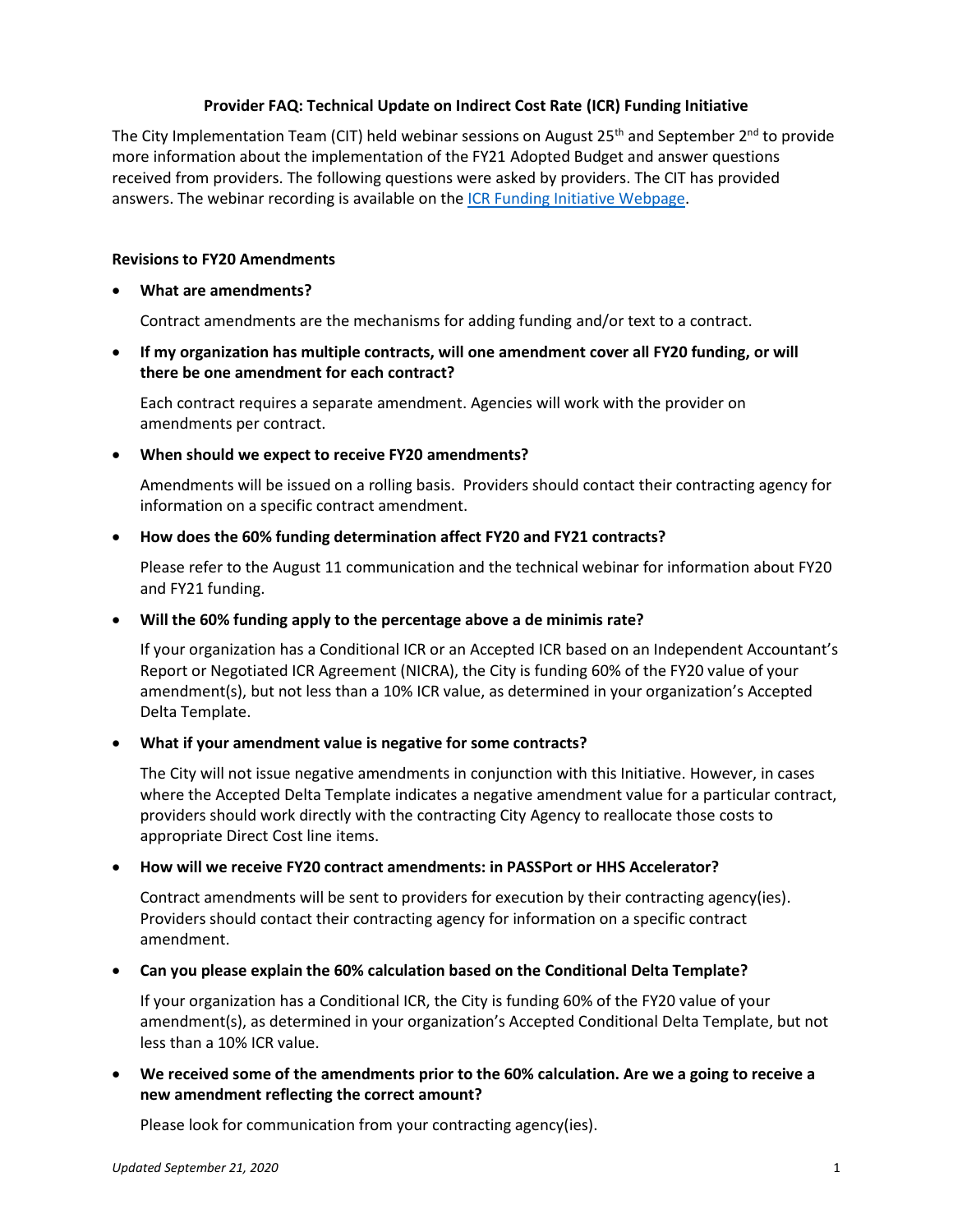# Provider FAQ: Technical Update on Indirect Cost Rate (ICR) Funding Initiative

The City Implementation Team (CIT) held webinar sessions on August 25th and September 2nd to provide more information about the implementation of the FY21 Adopted Budget and answer questions received from providers. The following questions were asked by providers. The CIT has provided answers. The webinar recording is available on the [ICR Funding Initiative Webpage](ICR Funding Initiative Webpage).

## Revisions to FY20 Amendments

- **What are amendments?**

  Contract amendments are the mechanisms for adding funding and/or text to a contract.

- **If my organization has multiple contracts, will one amendment cover all FY20 funding, or will there be one amendment for each contract?**

  Each contract requires a separate amendment. Agencies will work with the provider on amendments per contract.

- **When should we expect to receive FY20 amendments?**

  Amendments will be issued on a rolling basis. Providers should contact their contracting agency for information on a specific contract amendment.

- **How does the 60% funding determination affect FY20 and FY21 contracts?**

  Please refer to the August 11 communication and the technical webinar for information about FY20 and FY21 funding.

- **Will the 60% funding apply to the percentage above a de minimis rate?**

  If your organization has a Conditional ICR or an Accepted ICR based on an Independent Accountant's Report or Negotiated ICR Agreement (NICRA), the City is funding 60% of the FY20 value of your amendment(s), but not less than a 10% ICR value, as determined in your organization's Accepted Delta Template.

- **What if your amendment value is negative for some contracts?**

  The City will not issue negative amendments in conjunction with this Initiative. However, in cases where the Accepted Delta Template indicates a negative amendment value for a particular contract, providers should work directly with the contracting City Agency to reallocate those costs to appropriate Direct Cost line items.

- **How will we receive FY20 contract amendments: in PASSPort or HHS Accelerator?**

  Contract amendments will be sent to providers for execution by their contracting agency(ies). Providers should contact their contracting agency for information on a specific contract amendment.

- **Can you please explain the 60% calculation based on the Conditional Delta Template?**

  If your organization has a Conditional ICR, the City is funding 60% of the FY20 value of your amendment(s), as determined in your organization's Accepted Conditional Delta Template, but not less than a 10% ICR value.

- **We received some of the amendments prior to the 60% calculation. Are we a going to receive a new amendment reflecting the correct amount?**

  Please look for communication from your contracting agency(ies).

*Updated September 21, 2020*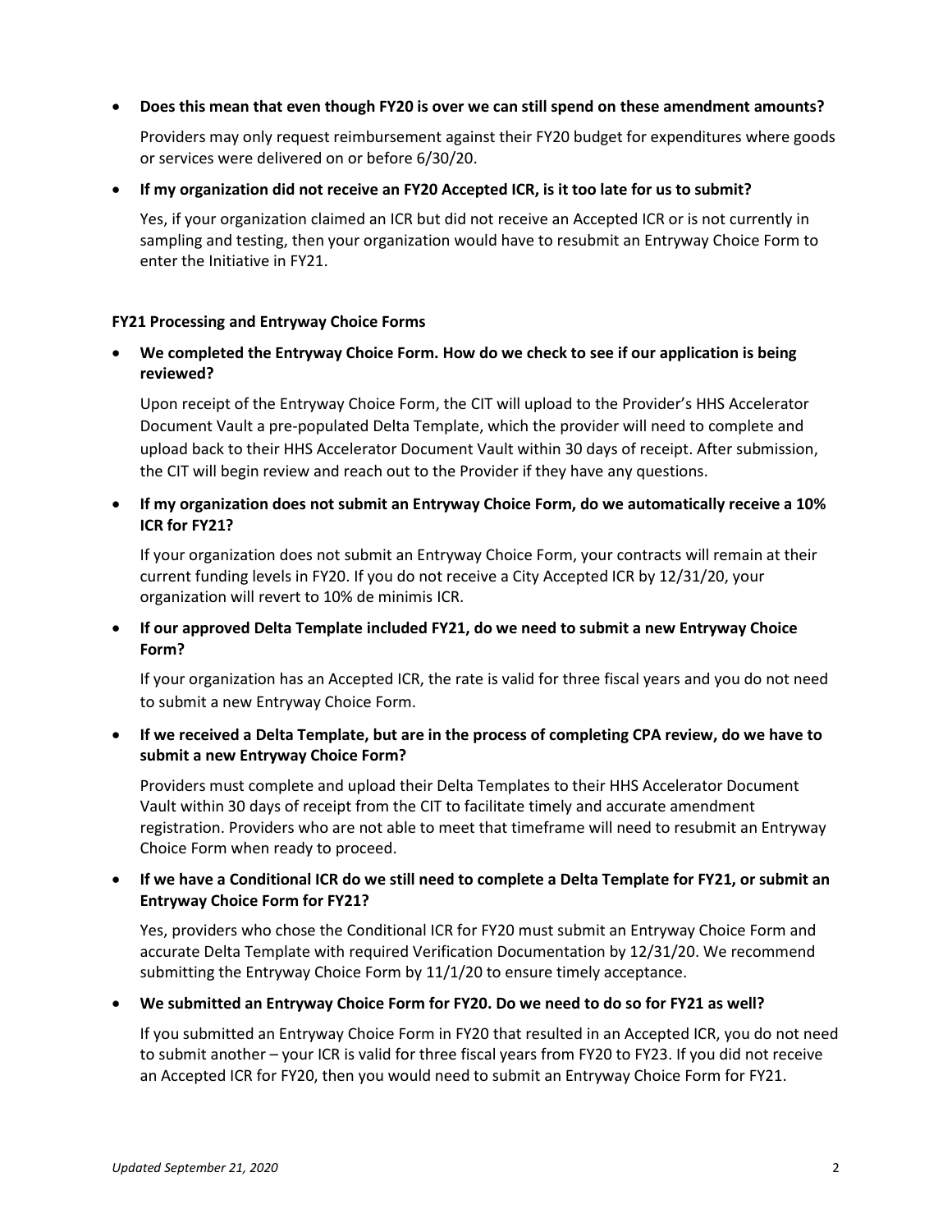- **Does this mean that even though FY20 is over we can still spend on these amendment amounts?**

  Providers may only request reimbursement against their FY20 budget for expenditures where goods or services were delivered on or before 6/30/20.

- **If my organization did not receive an FY20 Accepted ICR, is it too late for us to submit?**

  Yes, if your organization claimed an ICR but did not receive an Accepted ICR or is not currently in sampling and testing, then your organization would have to resubmit an Entryway Choice Form to enter the Initiative in FY21.

**FY21 Processing and Entryway Choice Forms**

- **We completed the Entryway Choice Form. How do we check to see if our application is being reviewed?**

  Upon receipt of the Entryway Choice Form, the CIT will upload to the Provider's HHS Accelerator Document Vault a pre-populated Delta Template, which the provider will need to complete and upload back to their HHS Accelerator Document Vault within 30 days of receipt. After submission, the CIT will begin review and reach out to the Provider if they have any questions.

- **If my organization does not submit an Entryway Choice Form, do we automatically receive a 10% ICR for FY21?**

  If your organization does not submit an Entryway Choice Form, your contracts will remain at their current funding levels in FY20. If you do not receive a City Accepted ICR by 12/31/20, your organization will revert to 10% de minimis ICR.

- **If our approved Delta Template included FY21, do we need to submit a new Entryway Choice Form?**

  If your organization has an Accepted ICR, the rate is valid for three fiscal years and you do not need to submit a new Entryway Choice Form.

- **If we received a Delta Template, but are in the process of completing CPA review, do we have to submit a new Entryway Choice Form?**

  Providers must complete and upload their Delta Templates to their HHS Accelerator Document Vault within 30 days of receipt from the CIT to facilitate timely and accurate amendment registration. Providers who are not able to meet that timeframe will need to resubmit an Entryway Choice Form when ready to proceed.

- **If we have a Conditional ICR do we still need to complete a Delta Template for FY21, or submit an Entryway Choice Form for FY21?**

  Yes, providers who chose the Conditional ICR for FY20 must submit an Entryway Choice Form and accurate Delta Template with required Verification Documentation by 12/31/20. We recommend submitting the Entryway Choice Form by 11/1/20 to ensure timely acceptance.

- **We submitted an Entryway Choice Form for FY20. Do we need to do so for FY21 as well?**

  If you submitted an Entryway Choice Form in FY20 that resulted in an Accepted ICR, you do not need to submit another – your ICR is valid for three fiscal years from FY20 to FY23. If you did not receive an Accepted ICR for FY20, then you would need to submit an Entryway Choice Form for FY21.

*Updated September 21, 2020*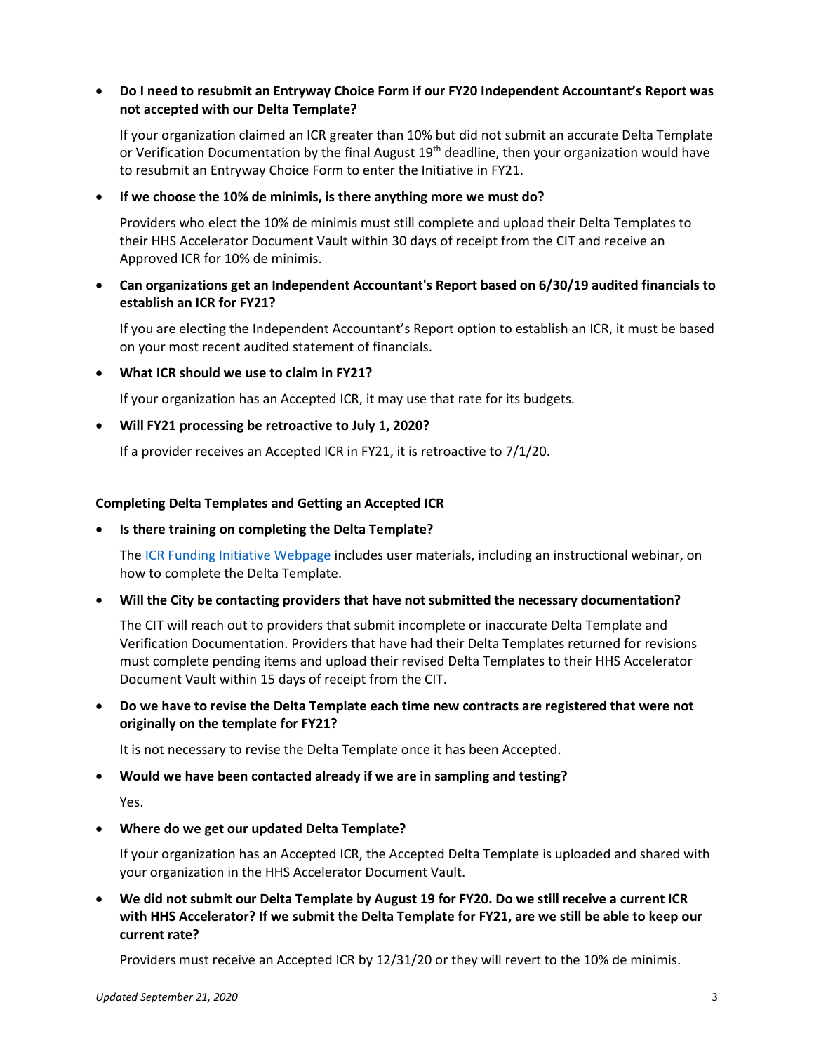- **Do I need to resubmit an Entryway Choice Form if our FY20 Independent Accountant's Report was not accepted with our Delta Template?**

  If your organization claimed an ICR greater than 10% but did not submit an accurate Delta Template or Verification Documentation by the final August 19th deadline, then your organization would have to resubmit an Entryway Choice Form to enter the Initiative in FY21.

- **If we choose the 10% de minimis, is there anything more we must do?**

  Providers who elect the 10% de minimis must still complete and upload their Delta Templates to their HHS Accelerator Document Vault within 30 days of receipt from the CIT and receive an Approved ICR for 10% de minimis.

- **Can organizations get an Independent Accountant's Report based on 6/30/19 audited financials to establish an ICR for FY21?**

  If you are electing the Independent Accountant's Report option to establish an ICR, it must be based on your most recent audited statement of financials.

- **What ICR should we use to claim in FY21?**

  If your organization has an Accepted ICR, it may use that rate for its budgets.

- **Will FY21 processing be retroactive to July 1, 2020?**

  If a provider receives an Accepted ICR in FY21, it is retroactive to 7/1/20.

**Completing Delta Templates and Getting an Accepted ICR**

- **Is there training on completing the Delta Template?**

  The ICR Funding Initiative Webpage includes user materials, including an instructional webinar, on how to complete the Delta Template.

- **Will the City be contacting providers that have not submitted the necessary documentation?**

  The CIT will reach out to providers that submit incomplete or inaccurate Delta Template and Verification Documentation. Providers that have had their Delta Templates returned for revisions must complete pending items and upload their revised Delta Templates to their HHS Accelerator Document Vault within 15 days of receipt from the CIT.

- **Do we have to revise the Delta Template each time new contracts are registered that were not originally on the template for FY21?**

  It is not necessary to revise the Delta Template once it has been Accepted.

- **Would we have been contacted already if we are in sampling and testing?**

  Yes.

- **Where do we get our updated Delta Template?**

  If your organization has an Accepted ICR, the Accepted Delta Template is uploaded and shared with your organization in the HHS Accelerator Document Vault.

- **We did not submit our Delta Template by August 19 for FY20. Do we still receive a current ICR with HHS Accelerator? If we submit the Delta Template for FY21, are we still be able to keep our current rate?**

  Providers must receive an Accepted ICR by 12/31/20 or they will revert to the 10% de minimis.

*Updated September 21, 2020*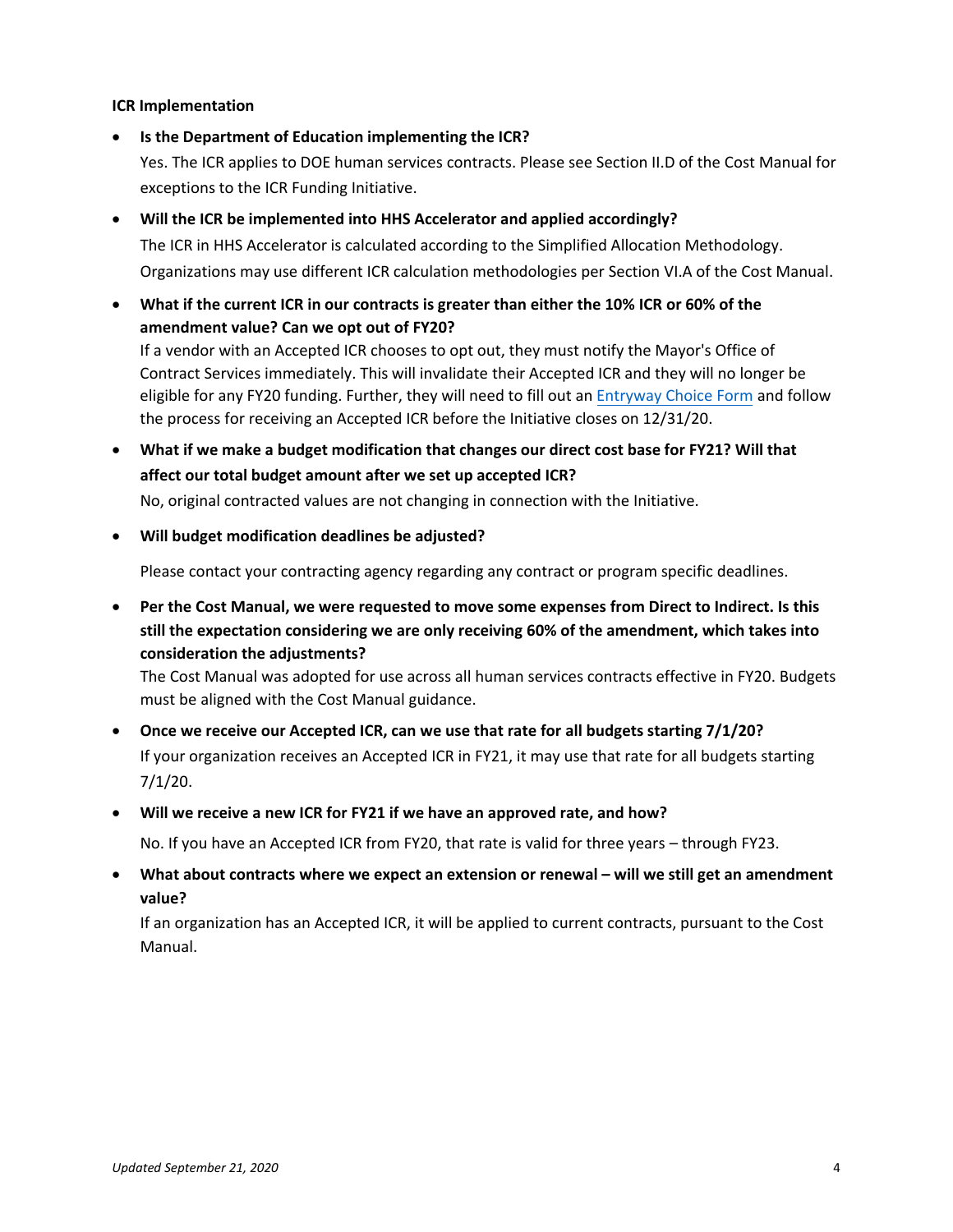**ICR Implementation**

- **Is the Department of Education implementing the ICR?**

  Yes. The ICR applies to DOE human services contracts. Please see Section II.D of the Cost Manual for exceptions to the ICR Funding Initiative.

- **Will the ICR be implemented into HHS Accelerator and applied accordingly?**

  The ICR in HHS Accelerator is calculated according to the Simplified Allocation Methodology. Organizations may use different ICR calculation methodologies per Section VI.A of the Cost Manual.

- **What if the current ICR in our contracts is greater than either the 10% ICR or 60% of the amendment value? Can we opt out of FY20?**

  If a vendor with an Accepted ICR chooses to opt out, they must notify the Mayor's Office of Contract Services immediately. This will invalidate their Accepted ICR and they will no longer be eligible for any FY20 funding. Further, they will need to fill out an Entryway Choice Form and follow the process for receiving an Accepted ICR before the Initiative closes on 12/31/20.

- **What if we make a budget modification that changes our direct cost base for FY21? Will that affect our total budget amount after we set up accepted ICR?**

  No, original contracted values are not changing in connection with the Initiative.

- **Will budget modification deadlines be adjusted?**

  Please contact your contracting agency regarding any contract or program specific deadlines.

- **Per the Cost Manual, we were requested to move some expenses from Direct to Indirect. Is this still the expectation considering we are only receiving 60% of the amendment, which takes into consideration the adjustments?**

  The Cost Manual was adopted for use across all human services contracts effective in FY20. Budgets must be aligned with the Cost Manual guidance.

- **Once we receive our Accepted ICR, can we use that rate for all budgets starting 7/1/20?**

  If your organization receives an Accepted ICR in FY21, it may use that rate for all budgets starting 7/1/20.

- **Will we receive a new ICR for FY21 if we have an approved rate, and how?**

  No. If you have an Accepted ICR from FY20, that rate is valid for three years – through FY23.

- **What about contracts where we expect an extension or renewal – will we still get an amendment value?**

  If an organization has an Accepted ICR, it will be applied to current contracts, pursuant to the Cost Manual.

*Updated September 21, 2020*